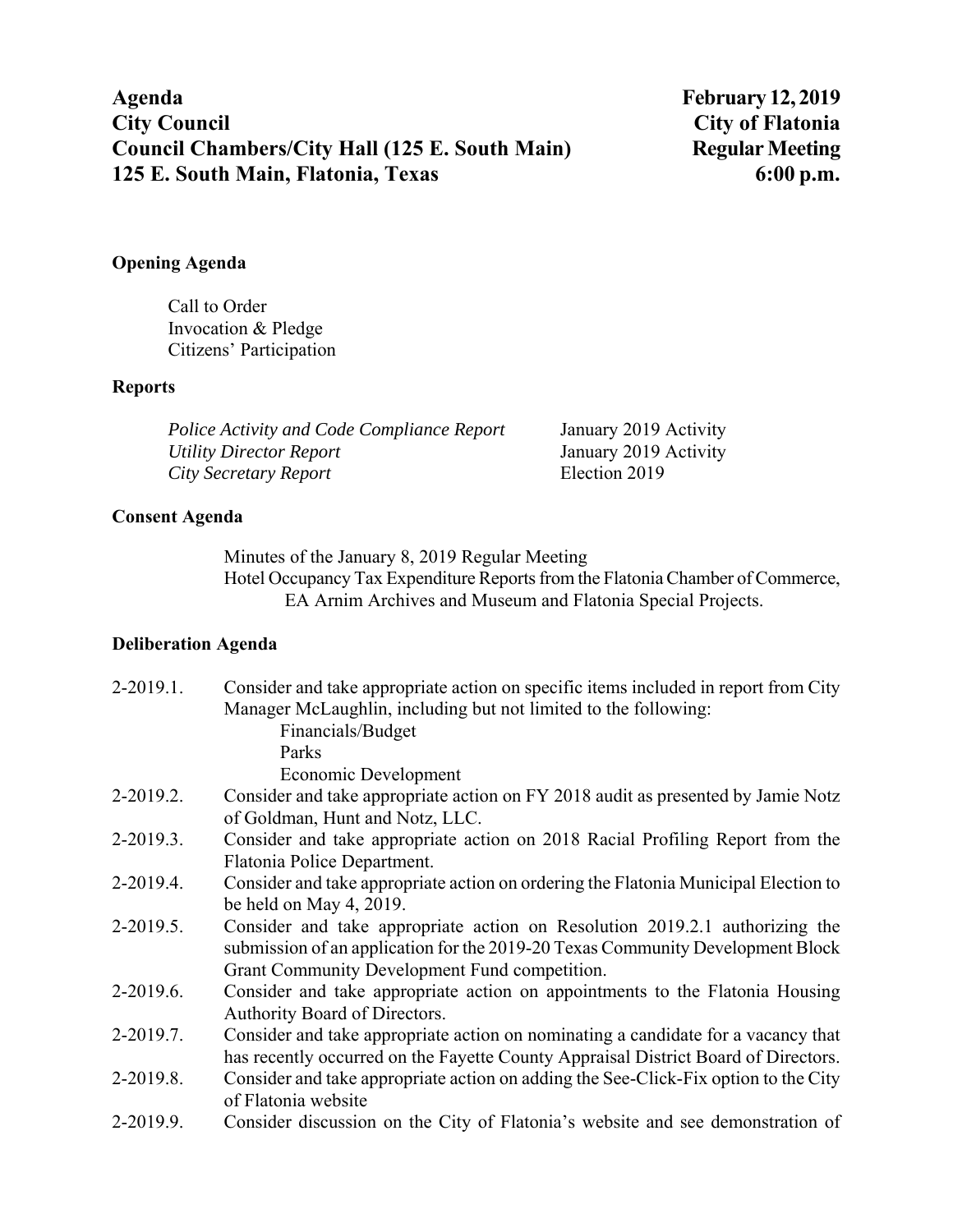**Agenda** **February 12, 2019**
**City Council** **City of Flatonia**
**Council Chambers/City Hall (125 E. South Main)** **Regular Meeting**
**125 E. South Main, Flatonia, Texas** **6:00 p.m.**

## Opening Agenda

Call to Order
Invocation & Pledge
Citizens' Participation

## Reports

| | |
|---|---|
| *Police Activity and Code Compliance Report* | January 2019 Activity |
| *Utility Director Report* | January 2019 Activity |
| *City Secretary Report* | Election 2019 |

## Consent Agenda

Minutes of the January 8, 2019 Regular Meeting
Hotel Occupancy Tax Expenditure Reports from the Flatonia Chamber of Commerce, EA Arnim Archives and Museum and Flatonia Special Projects.

## Deliberation Agenda

2-2019.1. Consider and take appropriate action on specific items included in report from City Manager McLaughlin, including but not limited to the following:
- Financials/Budget
- Parks
- Economic Development

2-2019.2. Consider and take appropriate action on FY 2018 audit as presented by Jamie Notz of Goldman, Hunt and Notz, LLC.

2-2019.3. Consider and take appropriate action on 2018 Racial Profiling Report from the Flatonia Police Department.

2-2019.4. Consider and take appropriate action on ordering the Flatonia Municipal Election to be held on May 4, 2019.

2-2019.5. Consider and take appropriate action on Resolution 2019.2.1 authorizing the submission of an application for the 2019-20 Texas Community Development Block Grant Community Development Fund competition.

2-2019.6. Consider and take appropriate action on appointments to the Flatonia Housing Authority Board of Directors.

2-2019.7. Consider and take appropriate action on nominating a candidate for a vacancy that has recently occurred on the Fayette County Appraisal District Board of Directors.

2-2019.8. Consider and take appropriate action on adding the See-Click-Fix option to the City of Flatonia website

2-2019.9. Consider discussion on the City of Flatonia's website and see demonstration of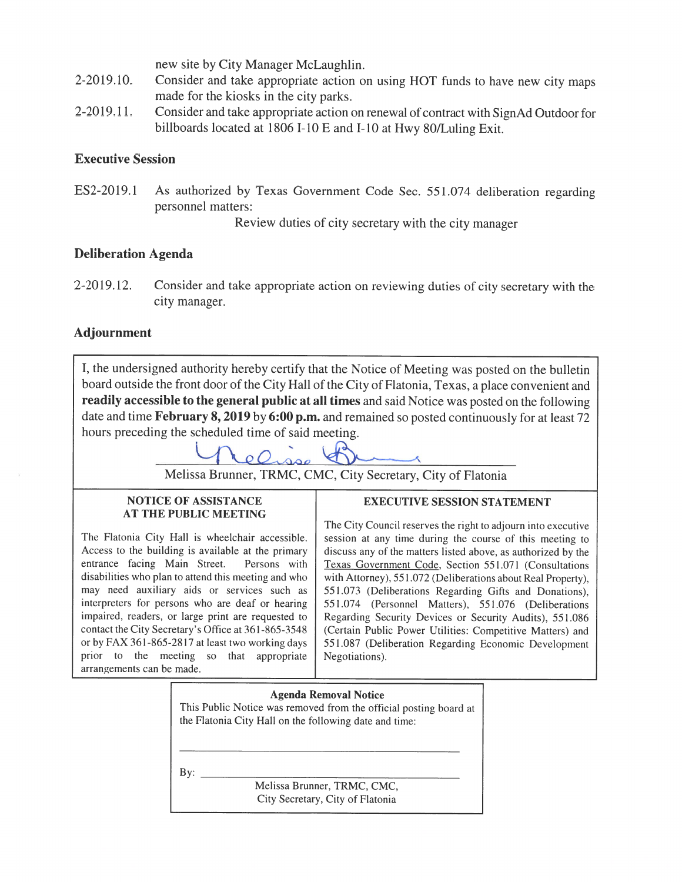new site by City Manager McLaughlin.

2-2019.10. Consider and take appropriate action on using HOT funds to have new city maps made for the kiosks in the city parks.

2-2019.11. Consider and take appropriate action on renewal of contract with SignAd Outdoor for billboards located at 1806 I-10 E and I-10 at Hwy 80/Luling Exit.

## Executive Session

ES2-2019.1 As authorized by Texas Government Code Sec. 551.074 deliberation regarding personnel matters:

Review duties of city secretary with the city manager

## Deliberation Agenda

2-2019.12. Consider and take appropriate action on reviewing duties of city secretary with the city manager.

## Adjournment

I, the undersigned authority hereby certify that the Notice of Meeting was posted on the bulletin board outside the front door of the City Hall of the City of Flatonia, Texas, a place convenient and **readily accessible to the general public at all times** and said Notice was posted on the following date and time **February 8, 2019** by **6:00 p.m.** and remained so posted continuously for at least 72 hours preceding the scheduled time of said meeting.

Melissa Brunner, TRMC, CMC, City Secretary, City of Flatonia

**NOTICE OF ASSISTANCE AT THE PUBLIC MEETING**

The Flatonia City Hall is wheelchair accessible. Access to the building is available at the primary entrance facing Main Street. Persons with disabilities who plan to attend this meeting and who may need auxiliary aids or services such as interpreters for persons who are deaf or hearing impaired, readers, or large print are requested to contact the City Secretary's Office at 361-865-3548 or by FAX 361-865-2817 at least two working days prior to the meeting so that appropriate arrangements can be made.

**EXECUTIVE SESSION STATEMENT**

The City Council reserves the right to adjourn into executive session at any time during the course of this meeting to discuss any of the matters listed above, as authorized by the Texas Government Code, Section 551.071 (Consultations with Attorney), 551.072 (Deliberations about Real Property), 551.073 (Deliberations Regarding Gifts and Donations), 551.074 (Personnel Matters), 551.076 (Deliberations Regarding Security Devices or Security Audits), 551.086 (Certain Public Power Utilities: Competitive Matters) and 551.087 (Deliberation Regarding Economic Development Negotiations).

**Agenda Removal Notice**

This Public Notice was removed from the official posting board at the Flatonia City Hall on the following date and time:

_______________________________

By: _______________________________

Melissa Brunner, TRMC, CMC,
City Secretary, City of Flatonia